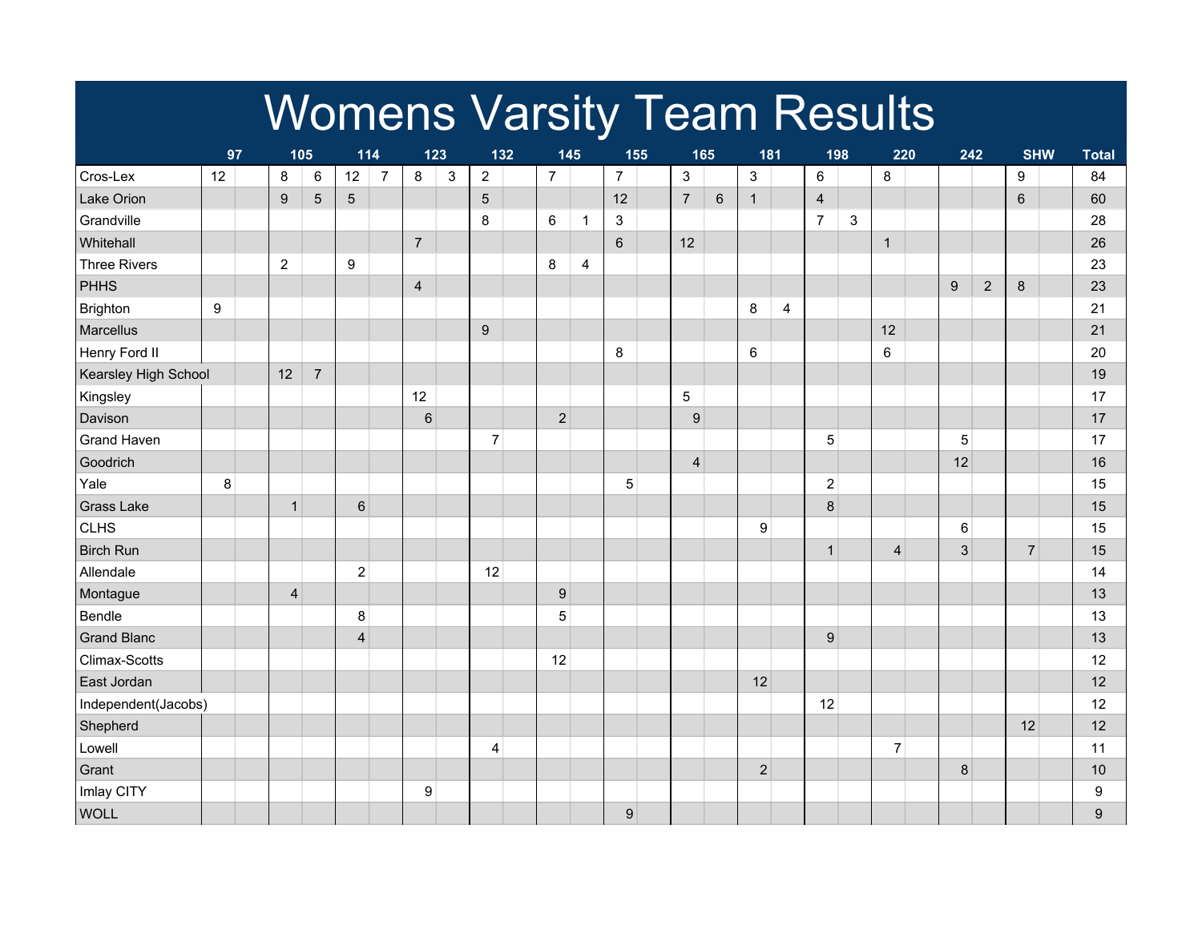# Womens Varsity Team Results

| | 97 | | 105 | | 114 | | 123 | | 132 | | 145 | | 155 | | 165 | | 181 | | 198 | | 220 | | 242 | | SHW | | Total |
|---|---|---|---|---|---|---|---|---|---|---|---|---|---|---|---|---|---|---|---|---|---|---|---|---|---|---|---|
| Cros-Lex | 12 | | 8 | 6 | 12 | 7 | 8 | 3 | 2 | | 7 | | 7 | | 3 | | 3 | | 6 | | 8 | | | | 9 | | 84 |
| Lake Orion | | | 9 | 5 | 5 | | | | 5 | | | | 12 | | 7 | 6 | 1 | | 4 | | | | | | 6 | | 60 |
| Grandville | | | | | | | | | 8 | | 6 | 1 | 3 | | | | | | 7 | 3 | | | | | | | 28 |
| Whitehall | | | | | | | 7 | | | | | | 6 | | 12 | | | | | | 1 | | | | | | 26 |
| Three Rivers | | | 2 | | 9 | | | | | | 8 | 4 | | | | | | | | | | | | | | | 23 |
| PHHS | | | | | | | 4 | | | | | | | | | | | | | | | | 9 | 2 | 8 | | 23 |
| Brighton | 9 | | | | | | | | | | | | | | | | 8 | 4 | | | | | | | | | 21 |
| Marcellus | | | | | | | | | 9 | | | | | | | | | | | | 12 | | | | | | 21 |
| Henry Ford II | | | | | | | | | | | | | 8 | | | | 6 | | | | 6 | | | | | | 20 |
| Kearsley High School | | | 12 | 7 | | | | | | | | | | | | | | | | | | | | | | | 19 |
| Kingsley | | | | | | | 12 | | | | | | | | 5 | | | | | | | | | | | | 17 |
| Davison | | | | | | | 6 | | | | 2 | | | | 9 | | | | | | | | | | | | 17 |
| Grand Haven | | | | | | | | | 7 | | | | | | | | | | 5 | | | | 5 | | | | 17 |
| Goodrich | | | | | | | | | | | | | | | 4 | | | | | | | | 12 | | | | 16 |
| Yale | 8 | | | | | | | | | | | | 5 | | | | | | 2 | | | | | | | | 15 |
| Grass Lake | | | 1 | | 6 | | | | | | | | | | | | | | 8 | | | | | | | | 15 |
| CLHS | | | | | | | | | | | | | | | | | 9 | | | | | | 6 | | | | 15 |
| Birch Run | | | | | | | | | | | | | | | | | | | 1 | | 4 | | 3 | | 7 | | 15 |
| Allendale | | | | | 2 | | | | 12 | | | | | | | | | | | | | | | | | | 14 |
| Montague | | | 4 | | | | | | | | 9 | | | | | | | | | | | | | | | | 13 |
| Bendle | | | | | 8 | | | | | | 5 | | | | | | | | | | | | | | | | 13 |
| Grand Blanc | | | | | 4 | | | | | | | | | | | | | | 9 | | | | | | | | 13 |
| Climax-Scotts | | | | | | | | | | | 12 | | | | | | | | | | | | | | | | 12 |
| East Jordan | | | | | | | | | | | | | | | | | 12 | | | | | | | | | | 12 |
| Independent(Jacobs) | | | | | | | | | | | | | | | | | | | 12 | | | | | | | | 12 |
| Shepherd | | | | | | | | | | | | | | | | | | | | | | | | | 12 | | 12 |
| Lowell | | | | | | | | | 4 | | | | | | | | | | | | 7 | | | | | | 11 |
| Grant | | | | | | | | | | | | | | | | | 2 | | | | | | 8 | | | | 10 |
| Imlay CITY | | | | | | | 9 | | | | | | | | | | | | | | | | | | | | 9 |
| WOLL | | | | | | | | | | | | | 9 | | | | | | | | | | | | | | 9 |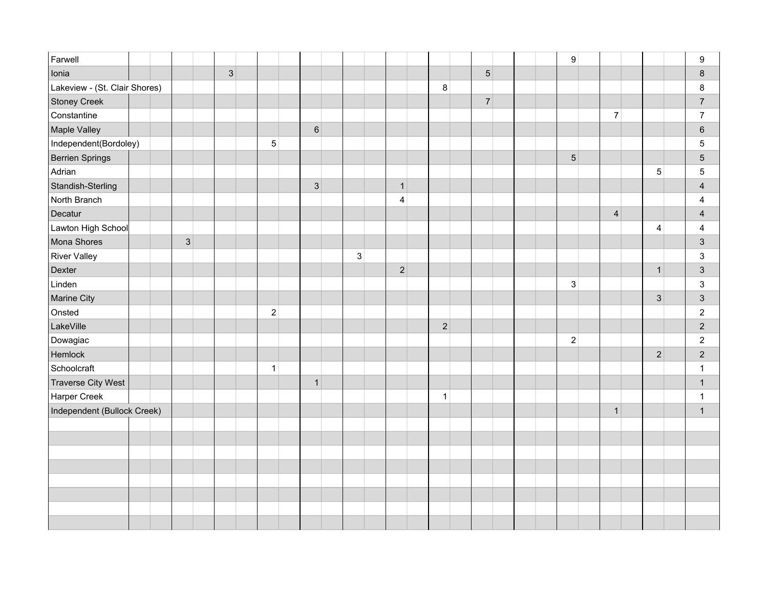| | | | | | | | | | | | | | | | | | | | | | | | | | | |
|---|---|---|---|---|---|---|---|---|---|---|---|---|---|---|---|---|---|---|---|---|---|---|---|---|---|---|
| Farwell | | | | | | | | | | | | | | | | | | | | 9 | | | | | | 9 |
| Ionia | | | | | 3 | | | | | | | | | | | | 5 | | | | | | | | | 8 |
| Lakeview - (St. Clair Shores) | | | | | | | | | | | | | | | 8 | | | | | | | | | | | 8 |
| Stoney Creek | | | | | | | | | | | | | | | | | 7 | | | | | | | | | 7 |
| Constantine | | | | | | | | | | | | | | | | | | | | | | | 7 | | | 7 |
| Maple Valley | | | | | | | | | 6 | | | | | | | | | | | | | | | | | 6 |
| Independent(Bordoley) | | | | | | | 5 | | | | | | | | | | | | | | | | | | | 5 |
| Berrien Springs | | | | | | | | | | | | | | | | | | | | 5 | | | | | | 5 |
| Adrian | | | | | | | | | | | | | | | | | | | | | | | | 5 | | 5 |
| Standish-Sterling | | | | | | | | | 3 | | | | 1 | | | | | | | | | | | | | 4 |
| North Branch | | | | | | | | | | | | | 4 | | | | | | | | | | | | | 4 |
| Decatur | | | | | | | | | | | | | | | | | | | | | | | 4 | | | 4 |
| Lawton High School | | | | | | | | | | | | | | | | | | | | | | | | 4 | | 4 |
| Mona Shores | | | 3 | | | | | | | | | | | | | | | | | | | | | | | 3 |
| River Valley | | | | | | | | | | | 3 | | | | | | | | | | | | | | | 3 |
| Dexter | | | | | | | | | | | | | 2 | | | | | | | | | | | 1 | | 3 |
| Linden | | | | | | | | | | | | | | | | | | | | 3 | | | | | | 3 |
| Marine City | | | | | | | | | | | | | | | | | | | | | | | | 3 | | 3 |
| Onsted | | | | | | | 2 | | | | | | | | | | | | | | | | | | | 2 |
| LakeVille | | | | | | | | | | | | | | | 2 | | | | | | | | | | | 2 |
| Dowagiac | | | | | | | | | | | | | | | | | | | | 2 | | | | | | 2 |
| Hemlock | | | | | | | | | | | | | | | | | | | | | | | | 2 | | 2 |
| Schoolcraft | | | | | | | 1 | | | | | | | | | | | | | | | | | | | 1 |
| Traverse City West | | | | | | | | | 1 | | | | | | | | | | | | | | | | | 1 |
| Harper Creek | | | | | | | | | | | | | | | 1 | | | | | | | | | | | 1 |
| Independent (Bullock Creek) | | | | | | | | | | | | | | | | | | | | | | | 1 | | | 1 |